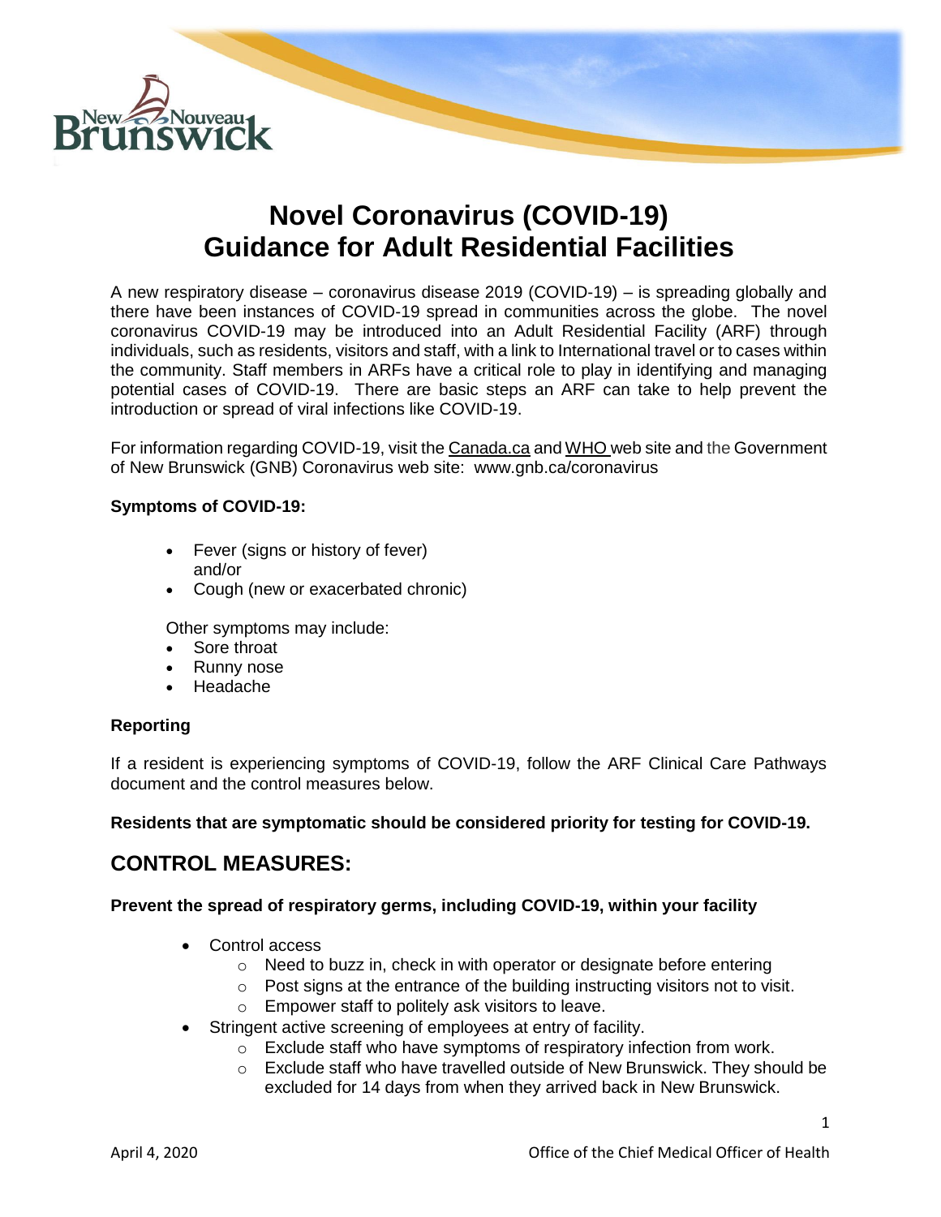# Novel Coronavirus (COVID-19) Guidance for Adult Residential Facilities

A new respiratory disease – coronavirus disease 2019 (COVID-19) – is spreading globally and there have been instances of COVID-19 spread in communities across the globe. The novel coronavirus COVID-19 may be introduced into an Adult Residential Facility (ARF) through individuals, such as residents, visitors and staff, with a link to International travel or to cases within the community. Staff members in ARFs have a critical role to play in identifying and managing potential cases of COVID-19. There are basic steps an ARF can take to help prevent the introduction or spread of viral infections like COVID-19.

For information regarding COVID-19, visit the Canada.ca and WHO web site and the Government of New Brunswick (GNB) Coronavirus web site: www.gnb.ca/coronavirus

**Symptoms of COVID-19:**

- Fever (signs or history of fever) and/or
- Cough (new or exacerbated chronic)

Other symptoms may include:

- Sore throat
- Runny nose
- Headache

**Reporting**

If a resident is experiencing symptoms of COVID-19, follow the ARF Clinical Care Pathways document and the control measures below.

**Residents that are symptomatic should be considered priority for testing for COVID-19.**

## CONTROL MEASURES:

**Prevent the spread of respiratory germs, including COVID-19, within your facility**

- Control access
  - Need to buzz in, check in with operator or designate before entering
  - Post signs at the entrance of the building instructing visitors not to visit.
  - Empower staff to politely ask visitors to leave.
- Stringent active screening of employees at entry of facility.
  - Exclude staff who have symptoms of respiratory infection from work.
  - Exclude staff who have travelled outside of New Brunswick. They should be excluded for 14 days from when they arrived back in New Brunswick.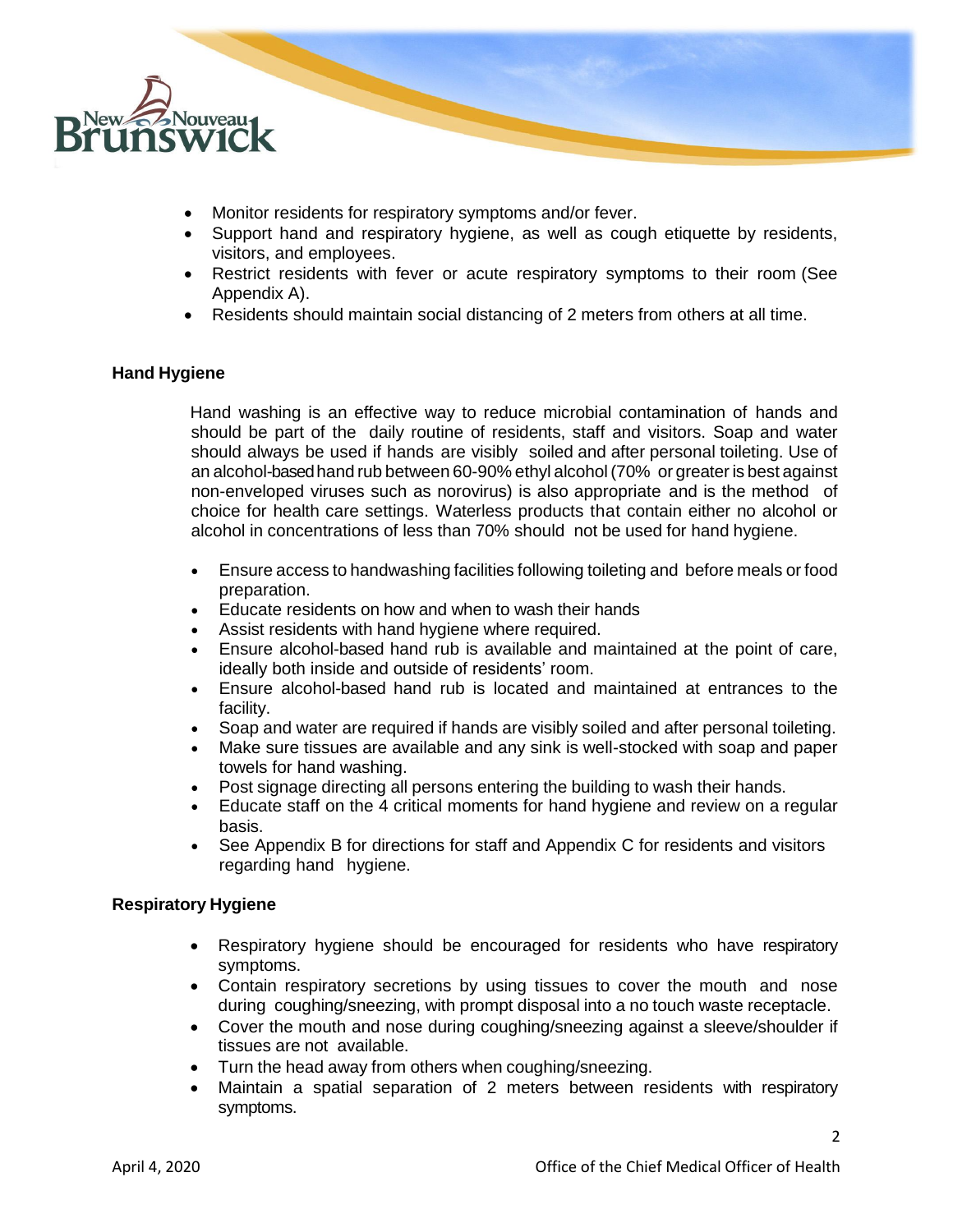- Monitor residents for respiratory symptoms and/or fever.
- Support hand and respiratory hygiene, as well as cough etiquette by residents, visitors, and employees.
- Restrict residents with fever or acute respiratory symptoms to their room (See Appendix A).
- Residents should maintain social distancing of 2 meters from others at all time.

**Hand Hygiene**

Hand washing is an effective way to reduce microbial contamination of hands and should be part of the daily routine of residents, staff and visitors. Soap and water should always be used if hands are visibly soiled and after personal toileting. Use of an alcohol-based hand rub between 60-90% ethyl alcohol (70% or greater is best against non-enveloped viruses such as norovirus) is also appropriate and is the method of choice for health care settings. Waterless products that contain either no alcohol or alcohol in concentrations of less than 70% should not be used for hand hygiene.

- Ensure access to handwashing facilities following toileting and before meals or food preparation.
- Educate residents on how and when to wash their hands
- Assist residents with hand hygiene where required.
- Ensure alcohol-based hand rub is available and maintained at the point of care, ideally both inside and outside of residents' room.
- Ensure alcohol-based hand rub is located and maintained at entrances to the facility.
- Soap and water are required if hands are visibly soiled and after personal toileting.
- Make sure tissues are available and any sink is well-stocked with soap and paper towels for hand washing.
- Post signage directing all persons entering the building to wash their hands.
- Educate staff on the 4 critical moments for hand hygiene and review on a regular basis.
- See Appendix B for directions for staff and Appendix C for residents and visitors regarding hand hygiene.

**Respiratory Hygiene**

- Respiratory hygiene should be encouraged for residents who have respiratory symptoms.
- Contain respiratory secretions by using tissues to cover the mouth and nose during coughing/sneezing, with prompt disposal into a no touch waste receptacle.
- Cover the mouth and nose during coughing/sneezing against a sleeve/shoulder if tissues are not available.
- Turn the head away from others when coughing/sneezing.
- Maintain a spatial separation of 2 meters between residents with respiratory symptoms.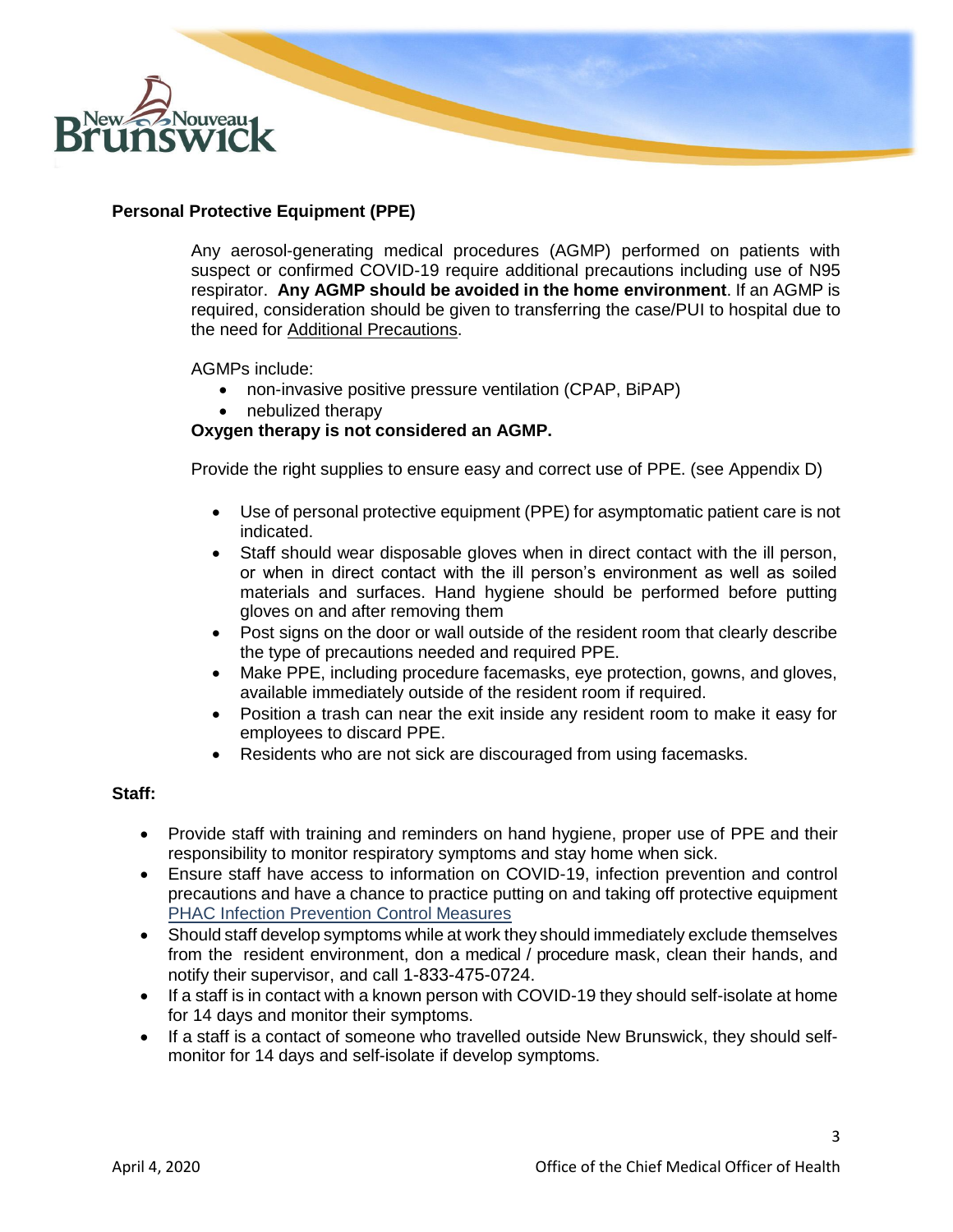## Personal Protective Equipment (PPE)

Any aerosol-generating medical procedures (AGMP) performed on patients with suspect or confirmed COVID-19 require additional precautions including use of N95 respirator. **Any AGMP should be avoided in the home environment**. If an AGMP is required, consideration should be given to transferring the case/PUI to hospital due to the need for Additional Precautions.

AGMPs include:

- non-invasive positive pressure ventilation (CPAP, BiPAP)
- nebulized therapy

**Oxygen therapy is not considered an AGMP.**

Provide the right supplies to ensure easy and correct use of PPE. (see Appendix D)

- Use of personal protective equipment (PPE) for asymptomatic patient care is not indicated.
- Staff should wear disposable gloves when in direct contact with the ill person, or when in direct contact with the ill person's environment as well as soiled materials and surfaces. Hand hygiene should be performed before putting gloves on and after removing them
- Post signs on the door or wall outside of the resident room that clearly describe the type of precautions needed and required PPE.
- Make PPE, including procedure facemasks, eye protection, gowns, and gloves, available immediately outside of the resident room if required.
- Position a trash can near the exit inside any resident room to make it easy for employees to discard PPE.
- Residents who are not sick are discouraged from using facemasks.

## Staff:

- Provide staff with training and reminders on hand hygiene, proper use of PPE and their responsibility to monitor respiratory symptoms and stay home when sick.
- Ensure staff have access to information on COVID-19, infection prevention and control precautions and have a chance to practice putting on and taking off protective equipment PHAC Infection Prevention Control Measures
- Should staff develop symptoms while at work they should immediately exclude themselves from the resident environment, don a medical / procedure mask, clean their hands, and notify their supervisor, and call 1-833-475-0724.
- If a staff is in contact with a known person with COVID-19 they should self-isolate at home for 14 days and monitor their symptoms.
- If a staff is a contact of someone who travelled outside New Brunswick, they should self-monitor for 14 days and self-isolate if develop symptoms.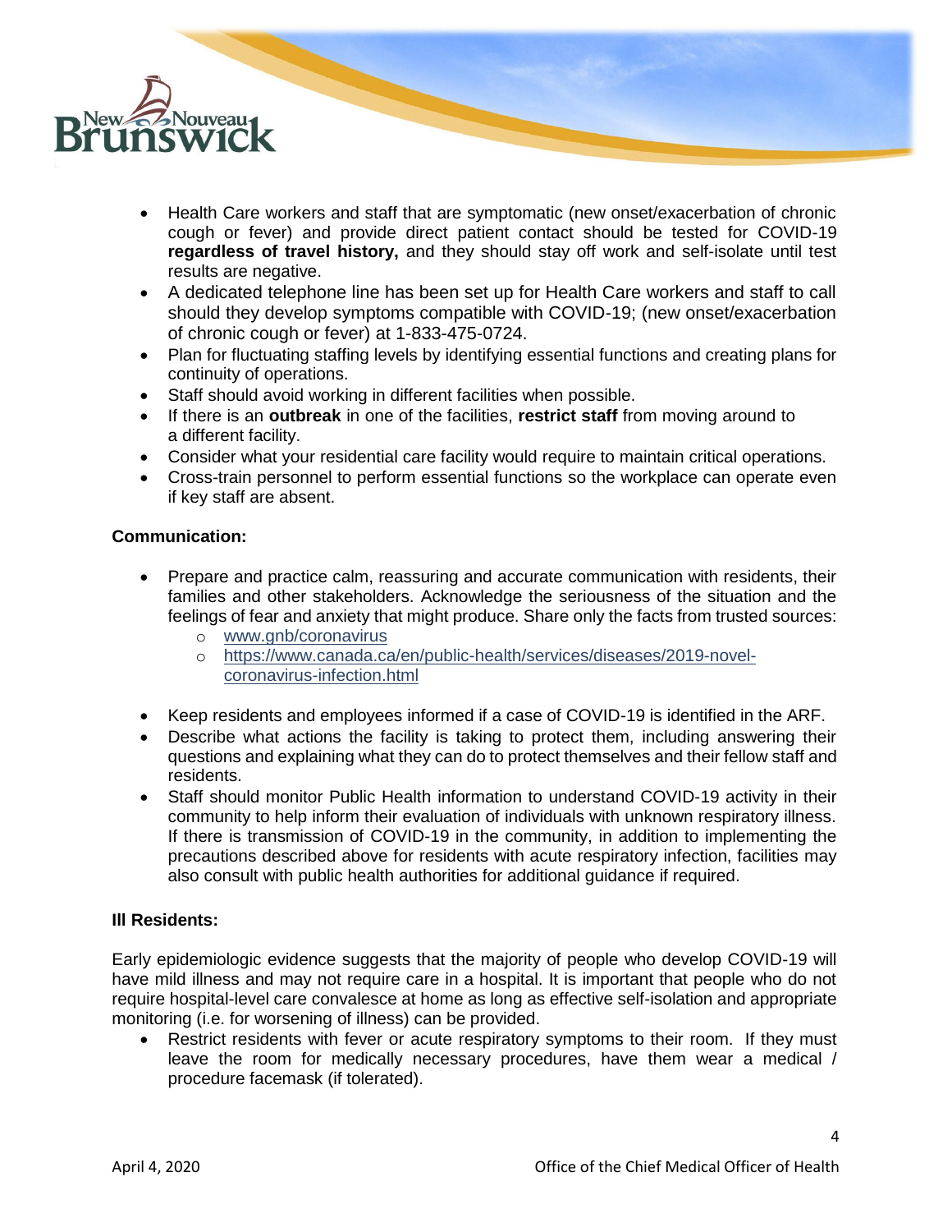- Health Care workers and staff that are symptomatic (new onset/exacerbation of chronic cough or fever) and provide direct patient contact should be tested for COVID-19 **regardless of travel history,** and they should stay off work and self-isolate until test results are negative.
- A dedicated telephone line has been set up for Health Care workers and staff to call should they develop symptoms compatible with COVID-19; (new onset/exacerbation of chronic cough or fever) at 1-833-475-0724.
- Plan for fluctuating staffing levels by identifying essential functions and creating plans for continuity of operations.
- Staff should avoid working in different facilities when possible.
- If there is an **outbreak** in one of the facilities, **restrict staff** from moving around to a different facility.
- Consider what your residential care facility would require to maintain critical operations.
- Cross-train personnel to perform essential functions so the workplace can operate even if key staff are absent.

**Communication:**

- Prepare and practice calm, reassuring and accurate communication with residents, their families and other stakeholders. Acknowledge the seriousness of the situation and the feelings of fear and anxiety that might produce. Share only the facts from trusted sources:
  - [www.gnb/coronavirus](www.gnb/coronavirus)
  - [https://www.canada.ca/en/public-health/services/diseases/2019-novel-coronavirus-infection.html](https://www.canada.ca/en/public-health/services/diseases/2019-novel-coronavirus-infection.html)
- Keep residents and employees informed if a case of COVID-19 is identified in the ARF.
- Describe what actions the facility is taking to protect them, including answering their questions and explaining what they can do to protect themselves and their fellow staff and residents.
- Staff should monitor Public Health information to understand COVID-19 activity in their community to help inform their evaluation of individuals with unknown respiratory illness. If there is transmission of COVID-19 in the community, in addition to implementing the precautions described above for residents with acute respiratory infection, facilities may also consult with public health authorities for additional guidance if required.

**Ill Residents:**

Early epidemiologic evidence suggests that the majority of people who develop COVID-19 will have mild illness and may not require care in a hospital. It is important that people who do not require hospital-level care convalesce at home as long as effective self-isolation and appropriate monitoring (i.e. for worsening of illness) can be provided.

- Restrict residents with fever or acute respiratory symptoms to their room. If they must leave the room for medically necessary procedures, have them wear a medical / procedure facemask (if tolerated).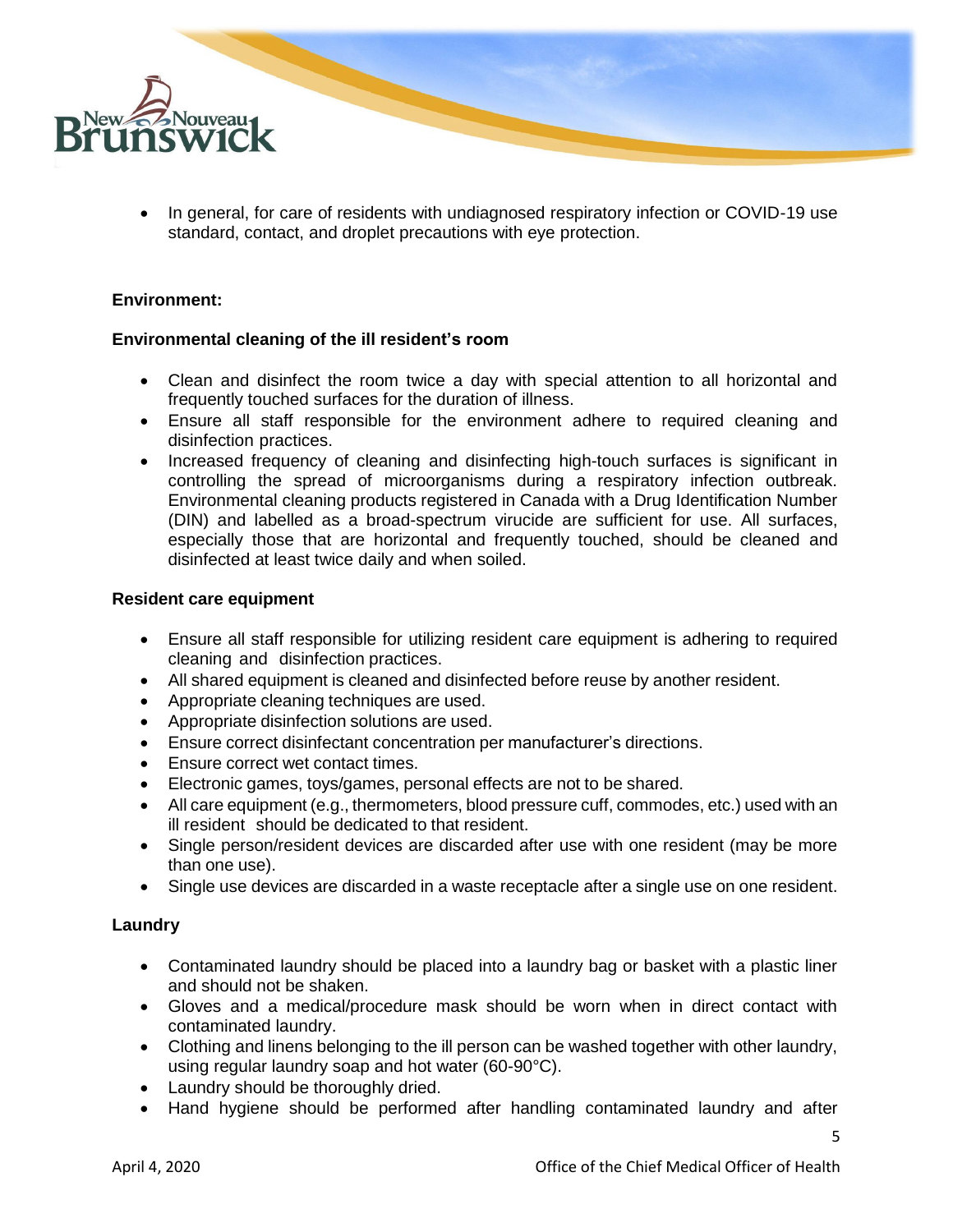- In general, for care of residents with undiagnosed respiratory infection or COVID-19 use standard, contact, and droplet precautions with eye protection.

**Environment:**

**Environmental cleaning of the ill resident's room**

- Clean and disinfect the room twice a day with special attention to all horizontal and frequently touched surfaces for the duration of illness.
- Ensure all staff responsible for the environment adhere to required cleaning and disinfection practices.
- Increased frequency of cleaning and disinfecting high-touch surfaces is significant in controlling the spread of microorganisms during a respiratory infection outbreak. Environmental cleaning products registered in Canada with a Drug Identification Number (DIN) and labelled as a broad-spectrum virucide are sufficient for use. All surfaces, especially those that are horizontal and frequently touched, should be cleaned and disinfected at least twice daily and when soiled.

**Resident care equipment**

- Ensure all staff responsible for utilizing resident care equipment is adhering to required cleaning and disinfection practices.
- All shared equipment is cleaned and disinfected before reuse by another resident.
- Appropriate cleaning techniques are used.
- Appropriate disinfection solutions are used.
- Ensure correct disinfectant concentration per manufacturer's directions.
- Ensure correct wet contact times.
- Electronic games, toys/games, personal effects are not to be shared.
- All care equipment (e.g., thermometers, blood pressure cuff, commodes, etc.) used with an ill resident should be dedicated to that resident.
- Single person/resident devices are discarded after use with one resident (may be more than one use).
- Single use devices are discarded in a waste receptacle after a single use on one resident.

**Laundry**

- Contaminated laundry should be placed into a laundry bag or basket with a plastic liner and should not be shaken.
- Gloves and a medical/procedure mask should be worn when in direct contact with contaminated laundry.
- Clothing and linens belonging to the ill person can be washed together with other laundry, using regular laundry soap and hot water (60-90°C).
- Laundry should be thoroughly dried.
- Hand hygiene should be performed after handling contaminated laundry and after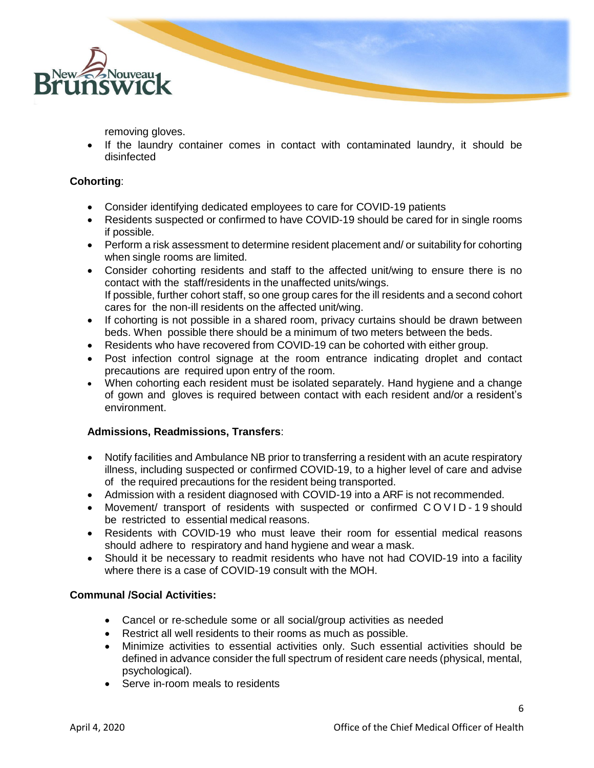removing gloves.

- If the laundry container comes in contact with contaminated laundry, it should be disinfected

**Cohorting**:

- Consider identifying dedicated employees to care for COVID-19 patients
- Residents suspected or confirmed to have COVID-19 should be cared for in single rooms if possible.
- Perform a risk assessment to determine resident placement and/ or suitability for cohorting when single rooms are limited.
- Consider cohorting residents and staff to the affected unit/wing to ensure there is no contact with the staff/residents in the unaffected units/wings.
  If possible, further cohort staff, so one group cares for the ill residents and a second cohort cares for the non-ill residents on the affected unit/wing.
- If cohorting is not possible in a shared room, privacy curtains should be drawn between beds. When possible there should be a minimum of two meters between the beds.
- Residents who have recovered from COVID-19 can be cohorted with either group.
- Post infection control signage at the room entrance indicating droplet and contact precautions are required upon entry of the room.
- When cohorting each resident must be isolated separately. Hand hygiene and a change of gown and gloves is required between contact with each resident and/or a resident's environment.

**Admissions, Readmissions, Transfers**:

- Notify facilities and Ambulance NB prior to transferring a resident with an acute respiratory illness, including suspected or confirmed COVID-19, to a higher level of care and advise of the required precautions for the resident being transported.
- Admission with a resident diagnosed with COVID-19 into a ARF is not recommended.
- Movement/ transport of residents with suspected or confirmed COVID-19 should be restricted to essential medical reasons.
- Residents with COVID-19 who must leave their room for essential medical reasons should adhere to respiratory and hand hygiene and wear a mask.
- Should it be necessary to readmit residents who have not had COVID-19 into a facility where there is a case of COVID-19 consult with the MOH.

**Communal /Social Activities:**

- Cancel or re-schedule some or all social/group activities as needed
- Restrict all well residents to their rooms as much as possible.
- Minimize activities to essential activities only. Such essential activities should be defined in advance consider the full spectrum of resident care needs (physical, mental, psychological).
- Serve in-room meals to residents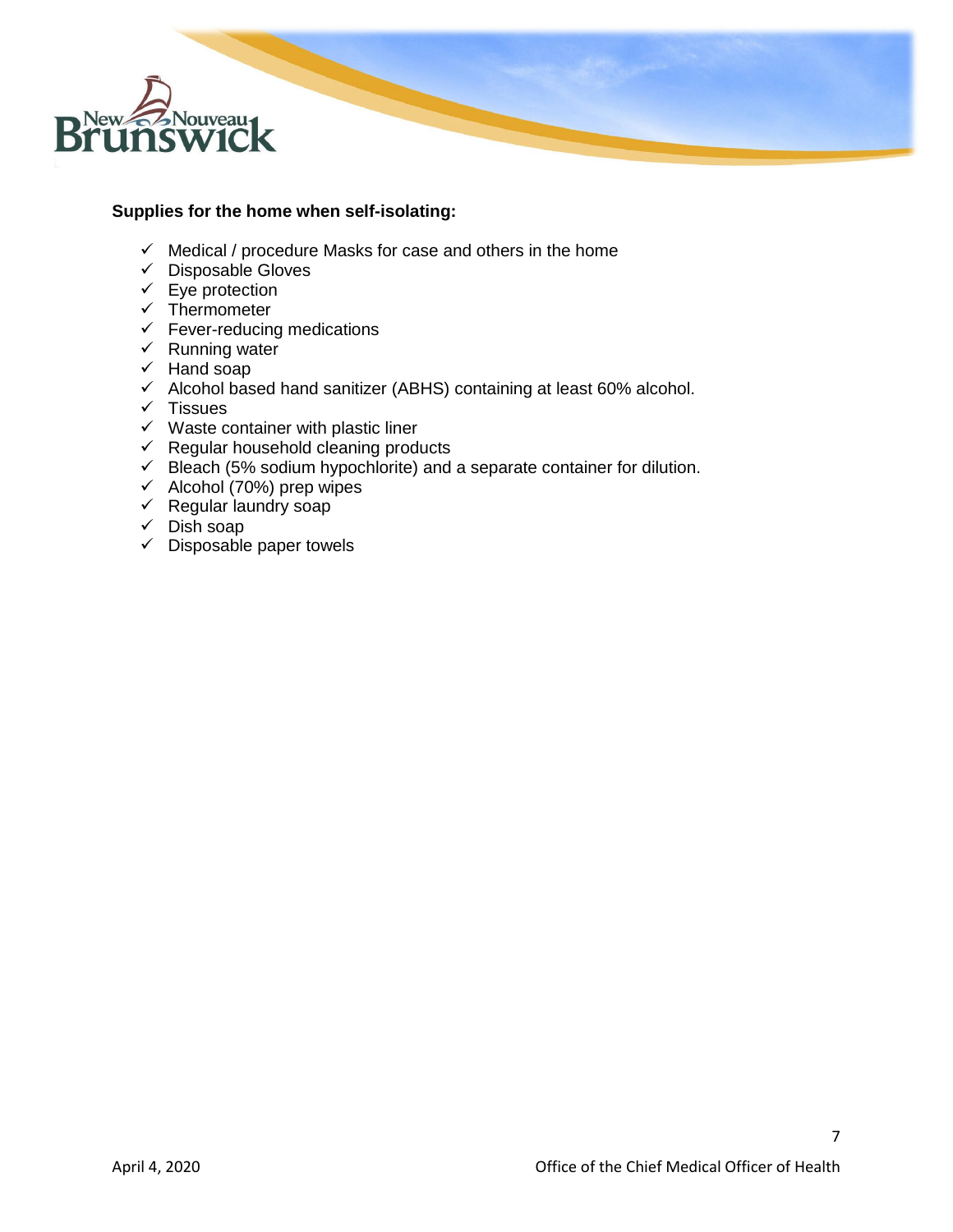**Supplies for the home when self-isolating:**

- ✓ Medical / procedure Masks for case and others in the home
- ✓ Disposable Gloves
- ✓ Eye protection
- ✓ Thermometer
- ✓ Fever-reducing medications
- ✓ Running water
- ✓ Hand soap
- ✓ Alcohol based hand sanitizer (ABHS) containing at least 60% alcohol.
- ✓ Tissues
- ✓ Waste container with plastic liner
- ✓ Regular household cleaning products
- ✓ Bleach (5% sodium hypochlorite) and a separate container for dilution.
- ✓ Alcohol (70%) prep wipes
- ✓ Regular laundry soap
- ✓ Dish soap
- ✓ Disposable paper towels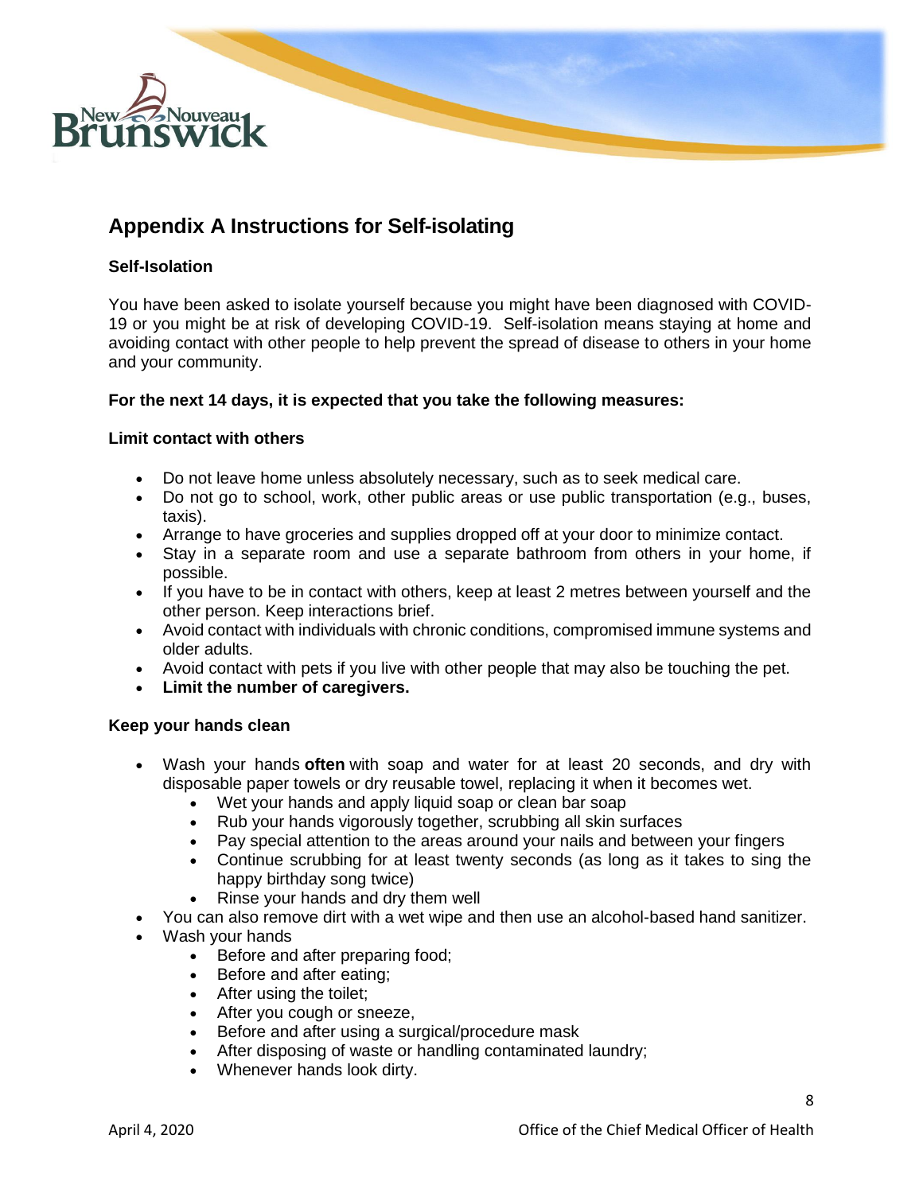## Appendix A Instructions for Self-isolating

**Self-Isolation**

You have been asked to isolate yourself because you might have been diagnosed with COVID-19 or you might be at risk of developing COVID-19. Self-isolation means staying at home and avoiding contact with other people to help prevent the spread of disease to others in your home and your community.

**For the next 14 days, it is expected that you take the following measures:**

**Limit contact with others**

- Do not leave home unless absolutely necessary, such as to seek medical care.
- Do not go to school, work, other public areas or use public transportation (e.g., buses, taxis).
- Arrange to have groceries and supplies dropped off at your door to minimize contact.
- Stay in a separate room and use a separate bathroom from others in your home, if possible.
- If you have to be in contact with others, keep at least 2 metres between yourself and the other person. Keep interactions brief.
- Avoid contact with individuals with chronic conditions, compromised immune systems and older adults.
- Avoid contact with pets if you live with other people that may also be touching the pet.
- **Limit the number of caregivers.**

**Keep your hands clean**

- Wash your hands **often** with soap and water for at least 20 seconds, and dry with disposable paper towels or dry reusable towel, replacing it when it becomes wet.
  - Wet your hands and apply liquid soap or clean bar soap
  - Rub your hands vigorously together, scrubbing all skin surfaces
  - Pay special attention to the areas around your nails and between your fingers
  - Continue scrubbing for at least twenty seconds (as long as it takes to sing the happy birthday song twice)
  - Rinse your hands and dry them well
- You can also remove dirt with a wet wipe and then use an alcohol-based hand sanitizer.
- Wash your hands
  - Before and after preparing food;
  - Before and after eating;
  - After using the toilet;
  - After you cough or sneeze,
  - Before and after using a surgical/procedure mask
  - After disposing of waste or handling contaminated laundry;
  - Whenever hands look dirty.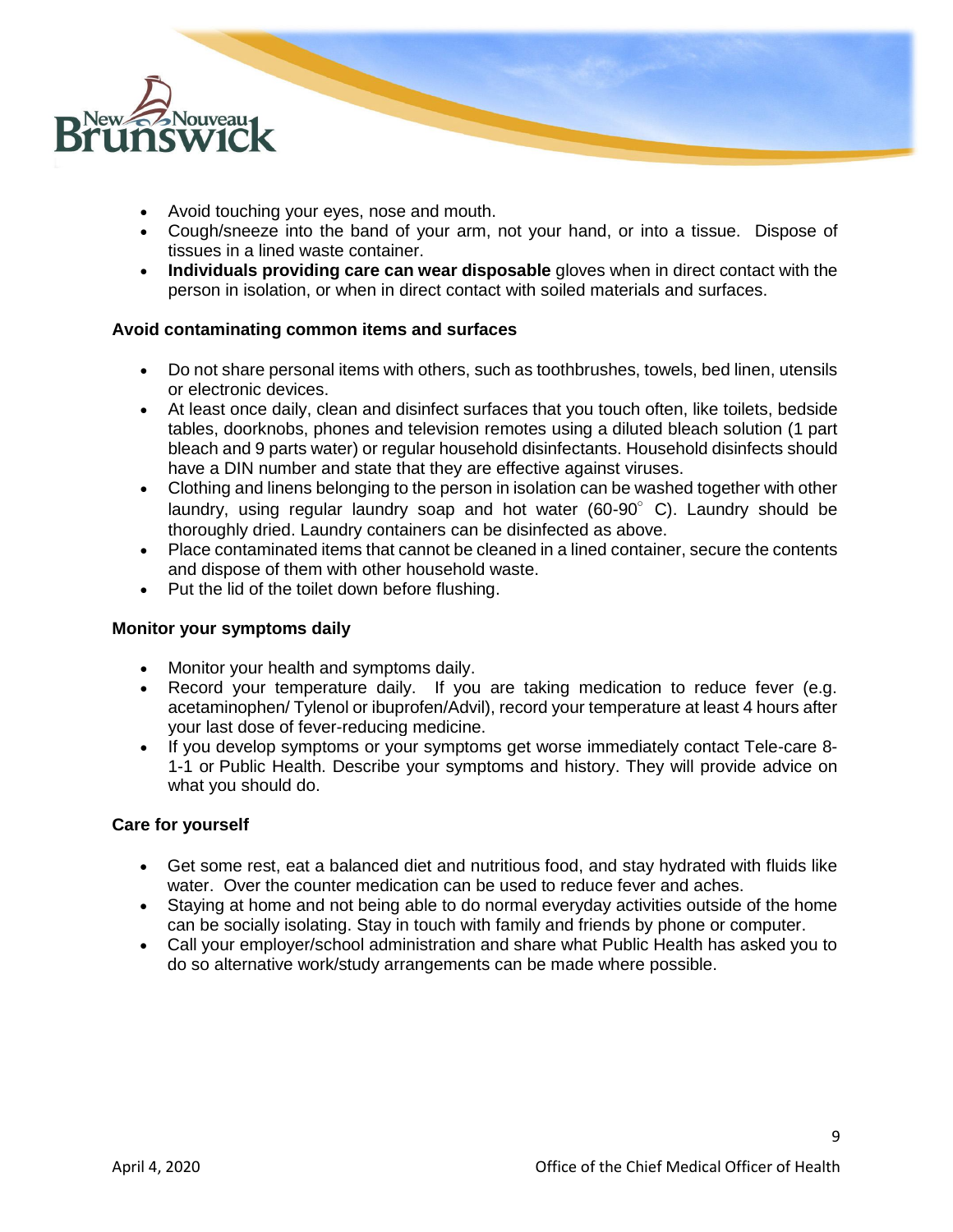- Avoid touching your eyes, nose and mouth.
- Cough/sneeze into the band of your arm, not your hand, or into a tissue. Dispose of tissues in a lined waste container.
- **Individuals providing care can wear disposable** gloves when in direct contact with the person in isolation, or when in direct contact with soiled materials and surfaces.

**Avoid contaminating common items and surfaces**

- Do not share personal items with others, such as toothbrushes, towels, bed linen, utensils or electronic devices.
- At least once daily, clean and disinfect surfaces that you touch often, like toilets, bedside tables, doorknobs, phones and television remotes using a diluted bleach solution (1 part bleach and 9 parts water) or regular household disinfectants. Household disinfects should have a DIN number and state that they are effective against viruses.
- Clothing and linens belonging to the person in isolation can be washed together with other laundry, using regular laundry soap and hot water (60-90° C). Laundry should be thoroughly dried. Laundry containers can be disinfected as above.
- Place contaminated items that cannot be cleaned in a lined container, secure the contents and dispose of them with other household waste.
- Put the lid of the toilet down before flushing.

**Monitor your symptoms daily**

- Monitor your health and symptoms daily.
- Record your temperature daily. If you are taking medication to reduce fever (e.g. acetaminophen/ Tylenol or ibuprofen/Advil), record your temperature at least 4 hours after your last dose of fever-reducing medicine.
- If you develop symptoms or your symptoms get worse immediately contact Tele-care 8-1-1 or Public Health. Describe your symptoms and history. They will provide advice on what you should do.

**Care for yourself**

- Get some rest, eat a balanced diet and nutritious food, and stay hydrated with fluids like water. Over the counter medication can be used to reduce fever and aches.
- Staying at home and not being able to do normal everyday activities outside of the home can be socially isolating. Stay in touch with family and friends by phone or computer.
- Call your employer/school administration and share what Public Health has asked you to do so alternative work/study arrangements can be made where possible.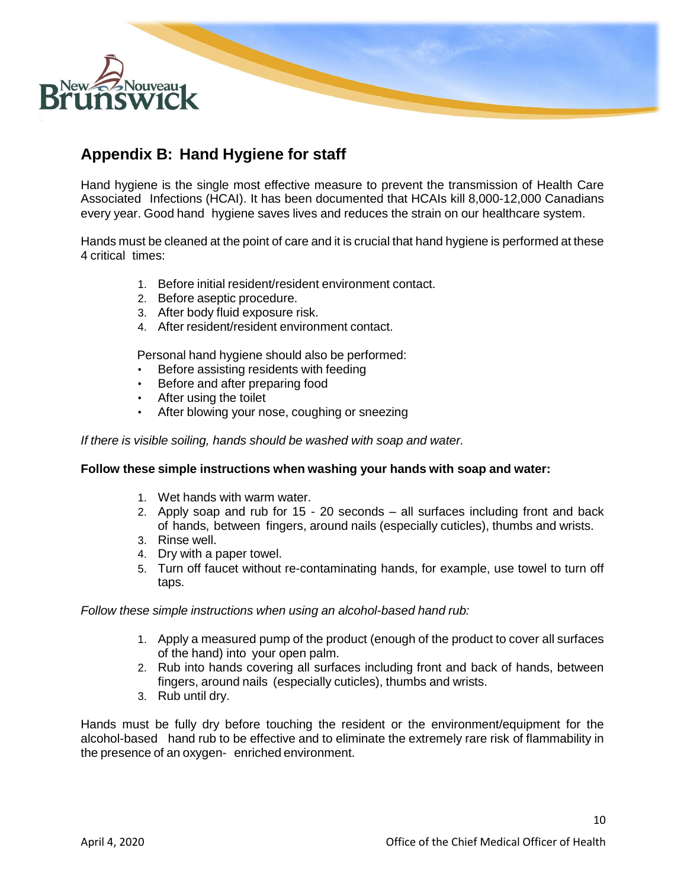## Appendix B: Hand Hygiene for staff

Hand hygiene is the single most effective measure to prevent the transmission of Health Care Associated Infections (HCAI). It has been documented that HCAIs kill 8,000-12,000 Canadians every year. Good hand hygiene saves lives and reduces the strain on our healthcare system.

Hands must be cleaned at the point of care and it is crucial that hand hygiene is performed at these 4 critical times:

1. Before initial resident/resident environment contact.
2. Before aseptic procedure.
3. After body fluid exposure risk.
4. After resident/resident environment contact.

Personal hand hygiene should also be performed:

- Before assisting residents with feeding
- Before and after preparing food
- After using the toilet
- After blowing your nose, coughing or sneezing

*If there is visible soiling, hands should be washed with soap and water.*

**Follow these simple instructions when washing your hands with soap and water:**

1. Wet hands with warm water.
2. Apply soap and rub for 15 - 20 seconds – all surfaces including front and back of hands, between fingers, around nails (especially cuticles), thumbs and wrists.
3. Rinse well.
4. Dry with a paper towel.
5. Turn off faucet without re-contaminating hands, for example, use towel to turn off taps.

*Follow these simple instructions when using an alcohol-based hand rub:*

1. Apply a measured pump of the product (enough of the product to cover all surfaces of the hand) into your open palm.
2. Rub into hands covering all surfaces including front and back of hands, between fingers, around nails (especially cuticles), thumbs and wrists.
3. Rub until dry.

Hands must be fully dry before touching the resident or the environment/equipment for the alcohol-based hand rub to be effective and to eliminate the extremely rare risk of flammability in the presence of an oxygen- enriched environment.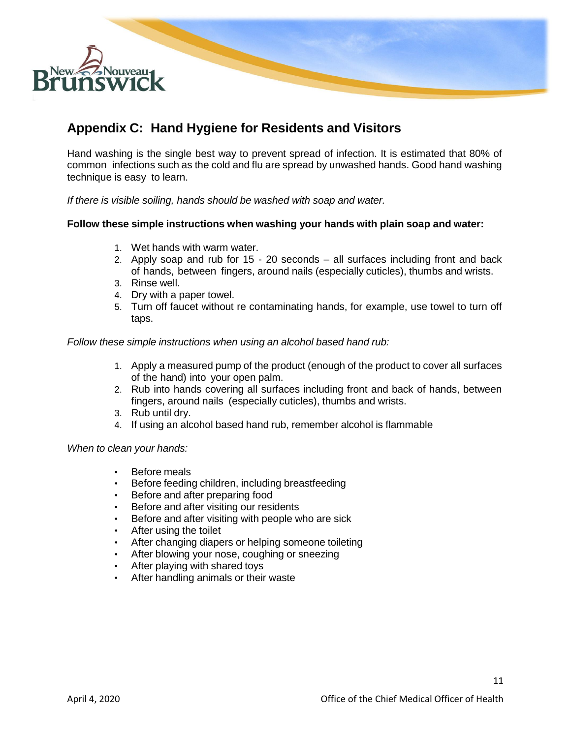## Appendix C: Hand Hygiene for Residents and Visitors

Hand washing is the single best way to prevent spread of infection. It is estimated that 80% of common infections such as the cold and flu are spread by unwashed hands. Good hand washing technique is easy to learn.

*If there is visible soiling, hands should be washed with soap and water.*

**Follow these simple instructions when washing your hands with plain soap and water:**

1. Wet hands with warm water.
2. Apply soap and rub for 15 - 20 seconds – all surfaces including front and back of hands, between fingers, around nails (especially cuticles), thumbs and wrists.
3. Rinse well.
4. Dry with a paper towel.
5. Turn off faucet without re contaminating hands, for example, use towel to turn off taps.

*Follow these simple instructions when using an alcohol based hand rub:*

1. Apply a measured pump of the product (enough of the product to cover all surfaces of the hand) into your open palm.
2. Rub into hands covering all surfaces including front and back of hands, between fingers, around nails (especially cuticles), thumbs and wrists.
3. Rub until dry.
4. If using an alcohol based hand rub, remember alcohol is flammable

*When to clean your hands:*

- Before meals
- Before feeding children, including breastfeeding
- Before and after preparing food
- Before and after visiting our residents
- Before and after visiting with people who are sick
- After using the toilet
- After changing diapers or helping someone toileting
- After blowing your nose, coughing or sneezing
- After playing with shared toys
- After handling animals or their waste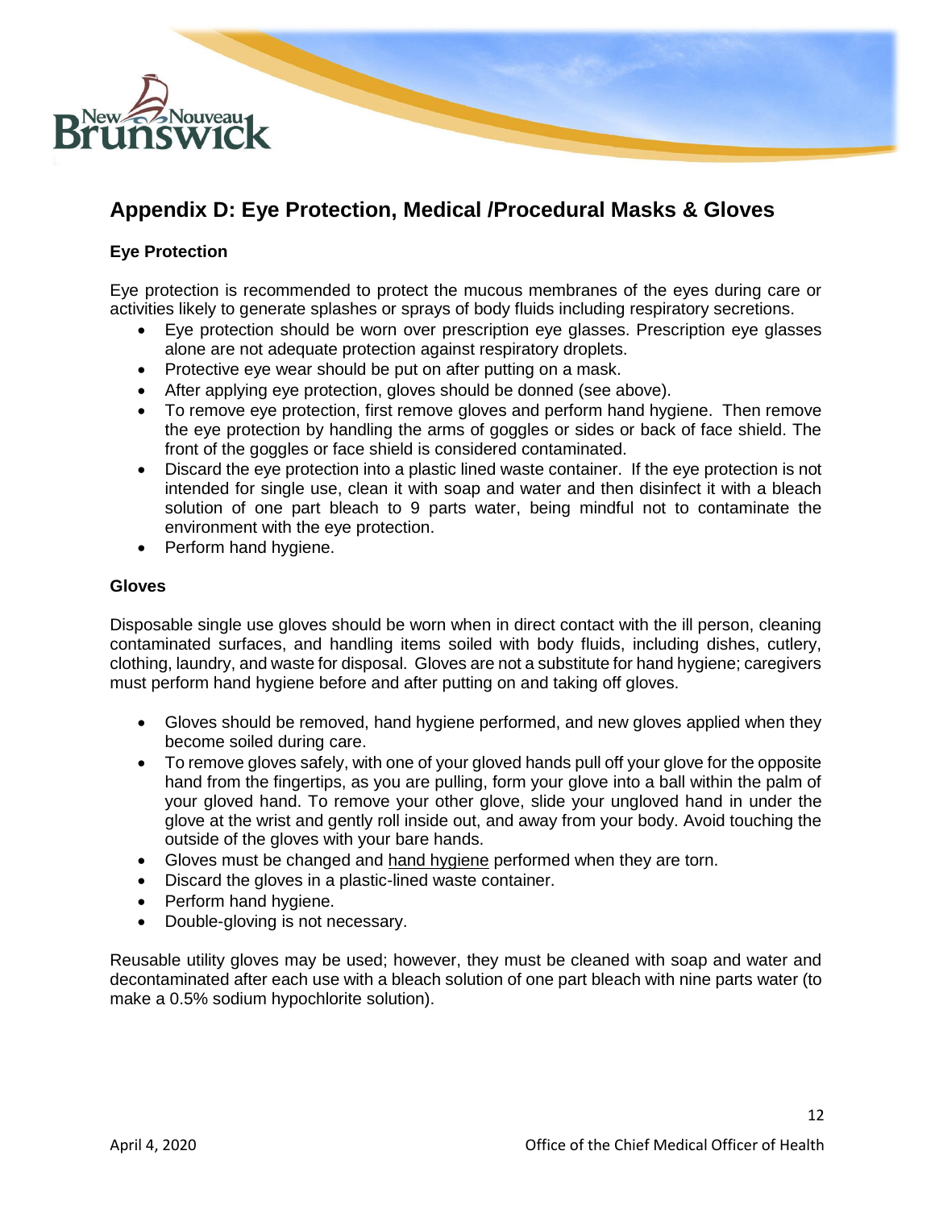## Appendix D: Eye Protection, Medical /Procedural Masks & Gloves

### Eye Protection

Eye protection is recommended to protect the mucous membranes of the eyes during care or activities likely to generate splashes or sprays of body fluids including respiratory secretions.

- Eye protection should be worn over prescription eye glasses. Prescription eye glasses alone are not adequate protection against respiratory droplets.
- Protective eye wear should be put on after putting on a mask.
- After applying eye protection, gloves should be donned (see above).
- To remove eye protection, first remove gloves and perform hand hygiene. Then remove the eye protection by handling the arms of goggles or sides or back of face shield. The front of the goggles or face shield is considered contaminated.
- Discard the eye protection into a plastic lined waste container. If the eye protection is not intended for single use, clean it with soap and water and then disinfect it with a bleach solution of one part bleach to 9 parts water, being mindful not to contaminate the environment with the eye protection.
- Perform hand hygiene.

### Gloves

Disposable single use gloves should be worn when in direct contact with the ill person, cleaning contaminated surfaces, and handling items soiled with body fluids, including dishes, cutlery, clothing, laundry, and waste for disposal. Gloves are not a substitute for hand hygiene; caregivers must perform hand hygiene before and after putting on and taking off gloves.

- Gloves should be removed, hand hygiene performed, and new gloves applied when they become soiled during care.
- To remove gloves safely, with one of your gloved hands pull off your glove for the opposite hand from the fingertips, as you are pulling, form your glove into a ball within the palm of your gloved hand. To remove your other glove, slide your ungloved hand in under the glove at the wrist and gently roll inside out, and away from your body. Avoid touching the outside of the gloves with your bare hands.
- Gloves must be changed and hand hygiene performed when they are torn.
- Discard the gloves in a plastic-lined waste container.
- Perform hand hygiene.
- Double-gloving is not necessary.

Reusable utility gloves may be used; however, they must be cleaned with soap and water and decontaminated after each use with a bleach solution of one part bleach with nine parts water (to make a 0.5% sodium hypochlorite solution).